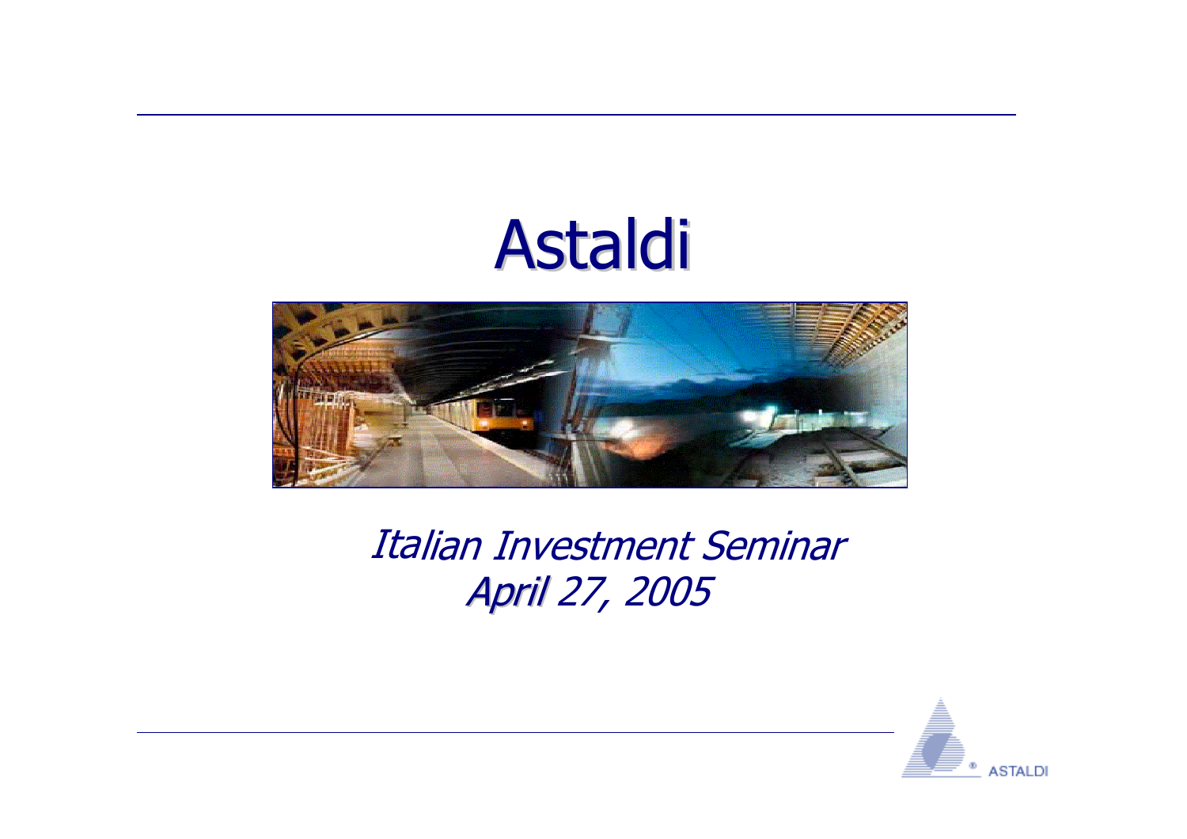# Astaldi

*Italian Investment Seminar*
*April 27, 2005*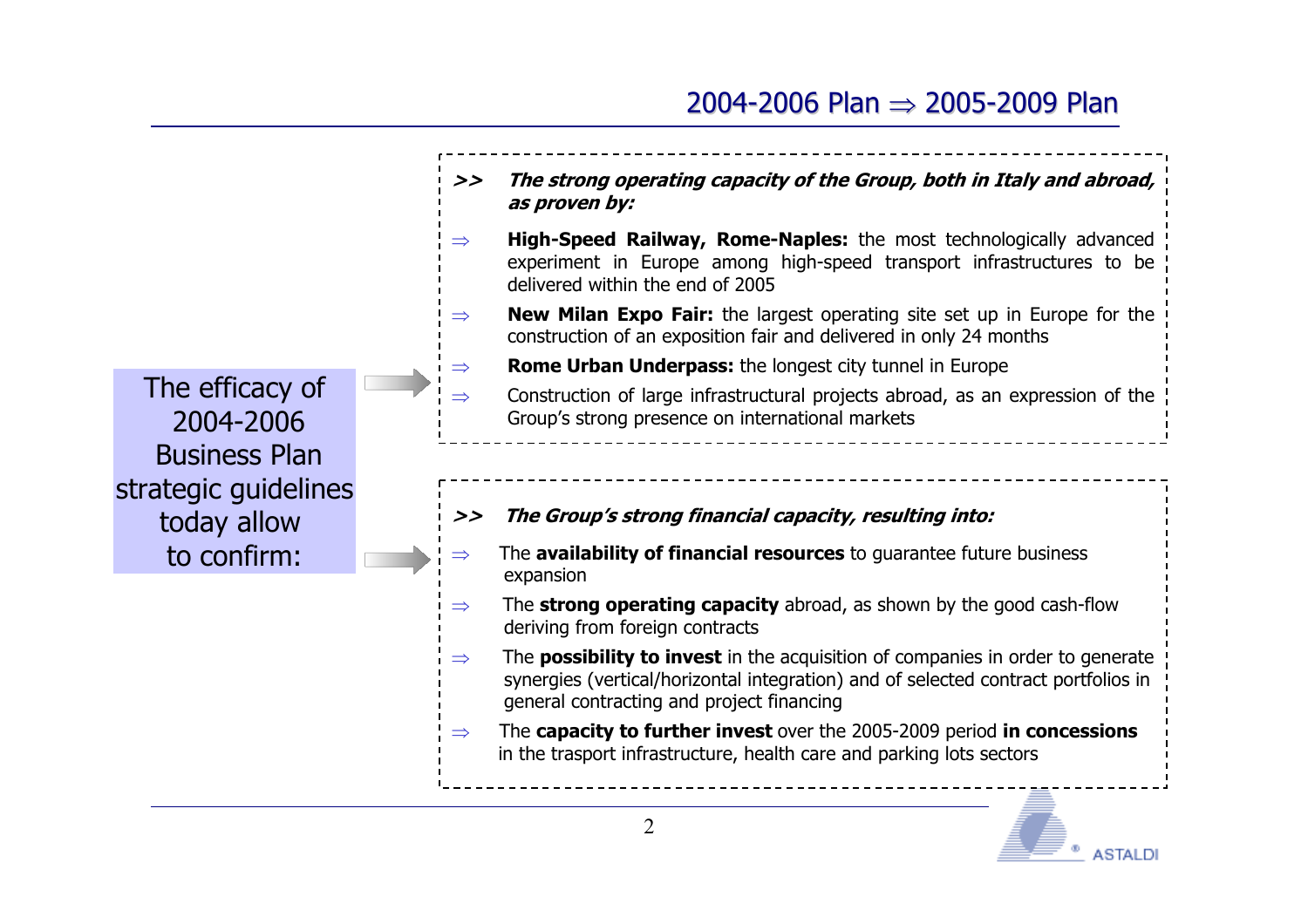# 2004-2006 Plan ⇒ 2005-2009 Plan

The efficacy of 2004-2006 Business Plan strategic guidelines today allow to confirm:

**>>** ***The strong operating capacity of the Group, both in Italy and abroad, as proven by:***

- ⇒ **High-Speed Railway, Rome-Naples:** the most technologically advanced experiment in Europe among high-speed transport infrastructures to be delivered within the end of 2005
- ⇒ **New Milan Expo Fair:** the largest operating site set up in Europe for the construction of an exposition fair and delivered in only 24 months
- ⇒ **Rome Urban Underpass:** the longest city tunnel in Europe
- ⇒ Construction of large infrastructural projects abroad, as an expression of the Group's strong presence on international markets

**>>** ***The Group's strong financial capacity, resulting into:***

- ⇒ The **availability of financial resources** to guarantee future business expansion
- ⇒ The **strong operating capacity** abroad, as shown by the good cash-flow deriving from foreign contracts
- ⇒ The **possibility to invest** in the acquisition of companies in order to generate synergies (vertical/horizontal integration) and of selected contract portfolios in general contracting and project financing
- ⇒ The **capacity to further invest** over the 2005-2009 period **in concessions** in the trasport infrastructure, health care and parking lots sectors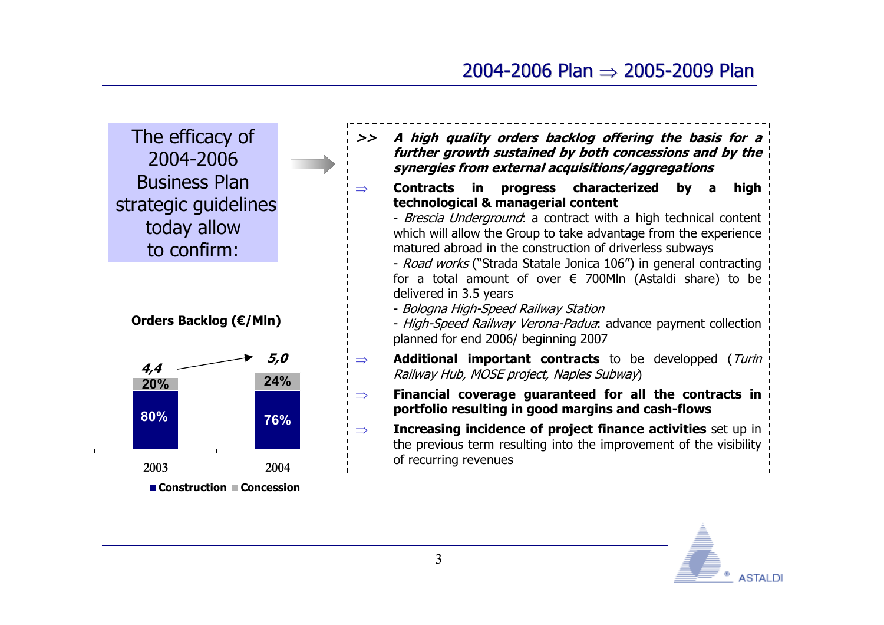## 2004-2006 Plan ⇒ 2005-2009 Plan

The efficacy of 2004-2006 Business Plan strategic guidelines today allow to confirm:

**Orders Backlog (€/Mln)**

| | 2003 | 2004 |
|---|---|---|
| Total | *4,4* | *5,0* |
| Construction | 80% | 76% |
| Concession | 20% | 24% |

>> ***A high quality orders backlog offering the basis for a further growth sustained by both concessions and by the synergies from external acquisitions/aggregations***

⇒ **Contracts in progress characterized by a high technological & managerial content**
- *Brescia Underground*: a contract with a high technical content which will allow the Group to take advantage from the experience matured abroad in the construction of driverless subways
- *Road works* ("Strada Statale Jonica 106") in general contracting for a total amount of over € 700Mln (Astaldi share) to be delivered in 3.5 years
- *Bologna High-Speed Railway Station*
- *High-Speed Railway Verona-Padua*: advance payment collection planned for end 2006/ beginning 2007

⇒ **Additional important contracts** to be developped (*Turin Railway Hub, MOSE project, Naples Subway*)

⇒ **Financial coverage guaranteed for all the contracts in portfolio resulting in good margins and cash-flows**

⇒ **Increasing incidence of project finance activities** set up in the previous term resulting into the improvement of the visibility of recurring revenues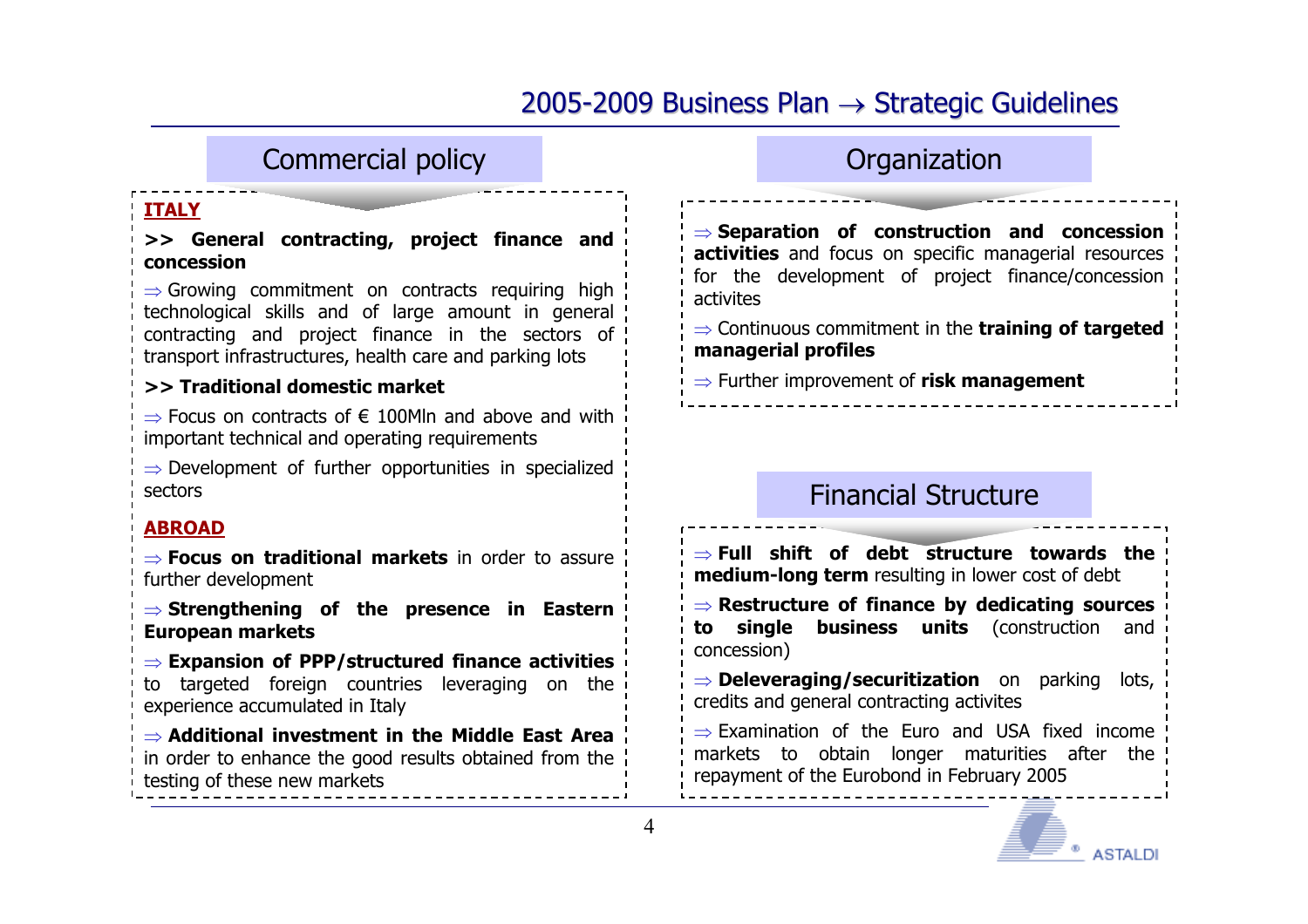# 2005-2009 Business Plan → Strategic Guidelines

## Commercial policy

**ITALY**

**>> General contracting, project finance and concession**

⇒ Growing commitment on contracts requiring high technological skills and of large amount in general contracting and project finance in the sectors of transport infrastructures, health care and parking lots

**>> Traditional domestic market**

⇒ Focus on contracts of € 100Mln and above and with important technical and operating requirements

⇒ Development of further opportunities in specialized sectors

**ABROAD**

⇒ **Focus on traditional markets** in order to assure further development

⇒ **Strengthening of the presence in Eastern European markets**

⇒ **Expansion of PPP/structured finance activities** to targeted foreign countries leveraging on the experience accumulated in Italy

⇒ **Additional investment in the Middle East Area** in order to enhance the good results obtained from the testing of these new markets

## Organization

⇒ **Separation of construction and concession activities** and focus on specific managerial resources for the development of project finance/concession activites

⇒ Continuous commitment in the **training of targeted managerial profiles**

⇒ Further improvement of **risk management**

## Financial Structure

⇒ **Full shift of debt structure towards the medium-long term** resulting in lower cost of debt

⇒ **Restructure of finance by dedicating sources to single business units** (construction and concession)

⇒ **Deleveraging/securitization** on parking lots, credits and general contracting activites

⇒ Examination of the Euro and USA fixed income markets to obtain longer maturities after the repayment of the Eurobond in February 2005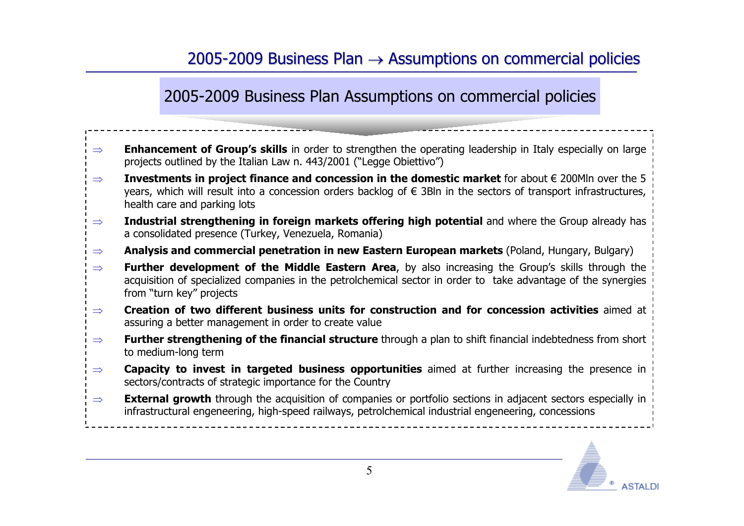# 2005-2009 Business Plan → Assumptions on commercial policies

## 2005-2009 Business Plan Assumptions on commercial policies

- ⇒ **Enhancement of Group's skills** in order to strengthen the operating leadership in Italy especially on large projects outlined by the Italian Law n. 443/2001 ("Legge Obiettivo")
- ⇒ **Investments in project finance and concession in the domestic market** for about € 200Mln over the 5 years, which will result into a concession orders backlog of € 3Bln in the sectors of transport infrastructures, health care and parking lots
- ⇒ **Industrial strengthening in foreign markets offering high potential** and where the Group already has a consolidated presence (Turkey, Venezuela, Romania)
- ⇒ **Analysis and commercial penetration in new Eastern European markets** (Poland, Hungary, Bulgary)
- ⇒ **Further development of the Middle Eastern Area**, by also increasing the Group's skills through the acquisition of specialized companies in the petrolchemical sector in order to take advantage of the synergies from "turn key" projects
- ⇒ **Creation of two different business units for construction and for concession activities** aimed at assuring a better management in order to create value
- ⇒ **Further strengthening of the financial structure** through a plan to shift financial indebtedness from short to medium-long term
- ⇒ **Capacity to invest in targeted business opportunities** aimed at further increasing the presence in sectors/contracts of strategic importance for the Country
- ⇒ **External growth** through the acquisition of companies or portfolio sections in adjacent sectors especially in infrastructural engeneering, high-speed railways, petrolchemical industrial engeneering, concessions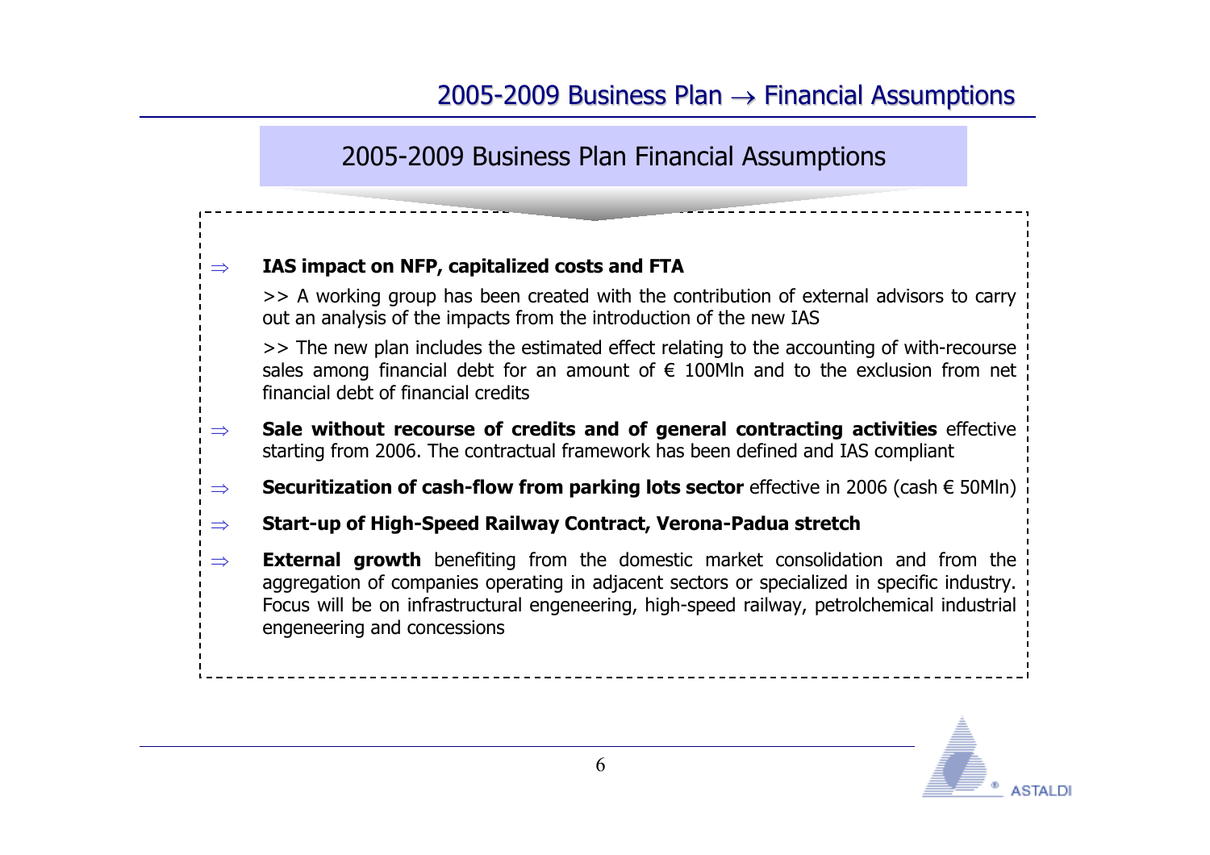## 2005-2009 Business Plan → Financial Assumptions

### 2005-2009 Business Plan Financial Assumptions

⇒ **IAS impact on NFP, capitalized costs and FTA**

>> A working group has been created with the contribution of external advisors to carry out an analysis of the impacts from the introduction of the new IAS

>> The new plan includes the estimated effect relating to the accounting of with-recourse sales among financial debt for an amount of € 100Mln and to the exclusion from net financial debt of financial credits

⇒ **Sale without recourse of credits and of general contracting activities** effective starting from 2006. The contractual framework has been defined and IAS compliant

⇒ **Securitization of cash-flow from parking lots sector** effective in 2006 (cash € 50Mln)

⇒ **Start-up of High-Speed Railway Contract, Verona-Padua stretch**

⇒ **External growth** benefiting from the domestic market consolidation and from the aggregation of companies operating in adjacent sectors or specialized in specific industry. Focus will be on infrastructural engeneering, high-speed railway, petrolchemical industrial engeneering and concessions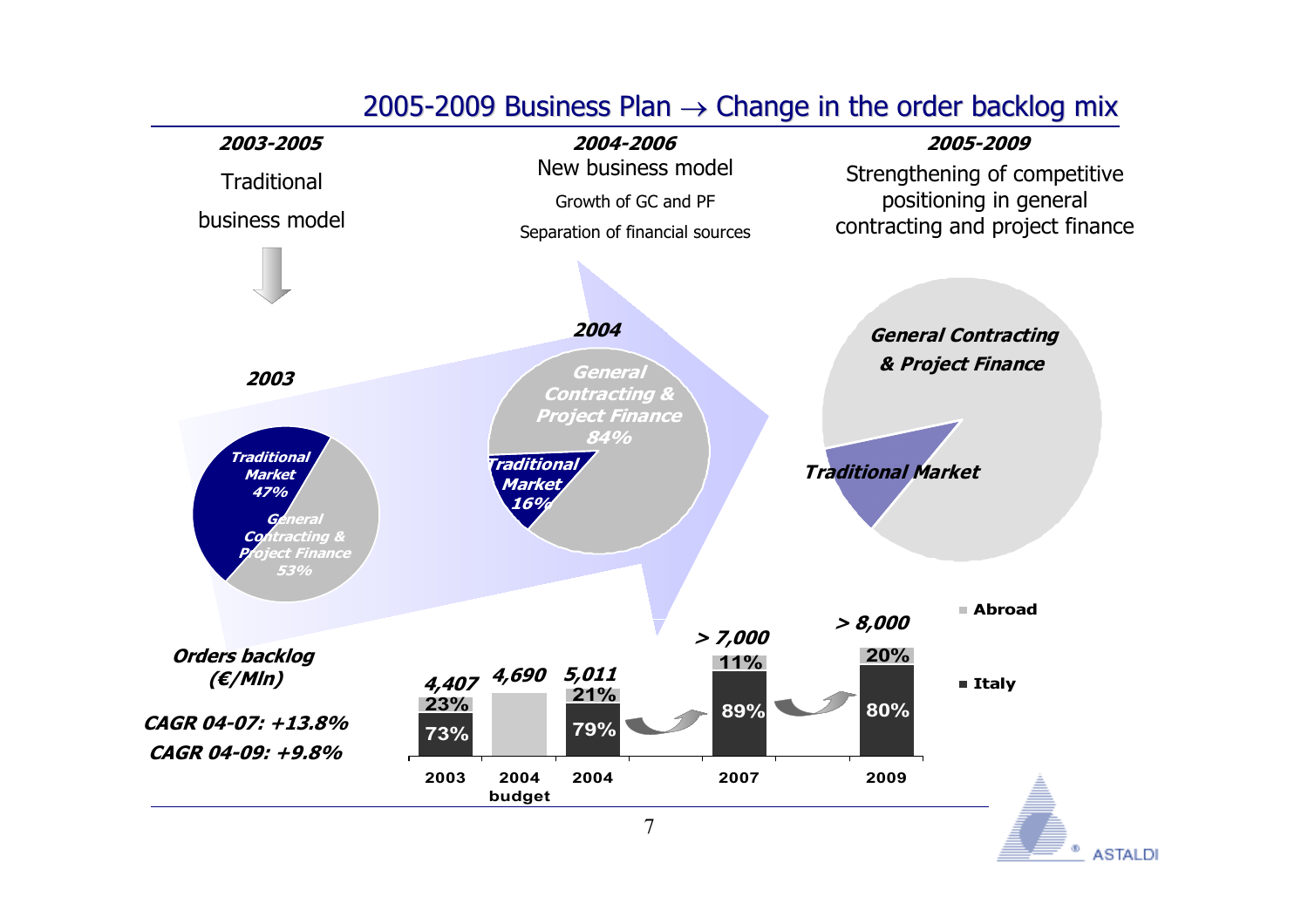# 2005-2009 Business Plan → Change in the order backlog mix

| ***2003-2005*** | ***2004-2006*** | ***2005-2009*** |
| --- | --- | --- |
| Traditional business model | New business model<br>Growth of GC and PF<br>Separation of financial sources | Strengthening of competitive positioning in general contracting and project finance |

***2003***

- *Traditional Market 47%*
- *General Contracting & Project Finance 53%*

***2004***

- *General Contracting & Project Finance 84%*
- *Traditional Market 16%*

***2005-2009***

- *General Contracting & Project Finance*
- *Traditional Market*

***Orders backlog (€/Mln)***

| | 2003 | 2004 budget | 2004 | 2007 | 2009 |
| --- | --- | --- | --- | --- | --- |
| Total | 4,407 | 4,690 | 5,011 | > 7,000 | > 8,000 |
| Abroad | 23% | | 21% | 11% | 20% |
| Italy | 73% | | 79% | 89% | 80% |

***CAGR 04-07: +13.8%***

***CAGR 04-09: +9.8%***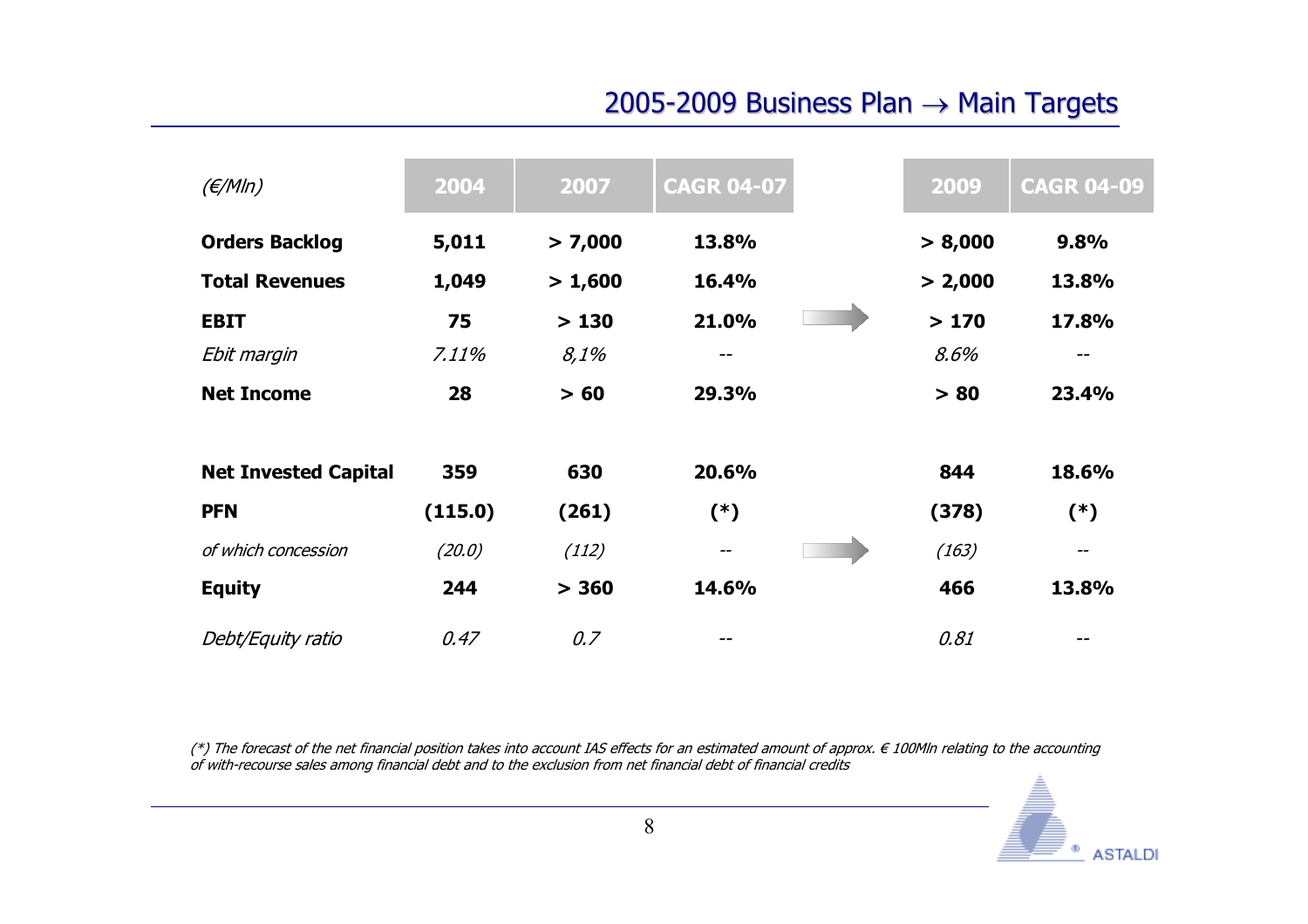## 2005-2009 Business Plan → Main Targets

| *(€/Mln)* | 2004 | 2007 | CAGR 04-07 | | 2009 | CAGR 04-09 |
|---|---|---|---|---|---|---|
| **Orders Backlog** | **5,011** | **> 7,000** | **13.8%** | | **> 8,000** | **9.8%** |
| **Total Revenues** | **1,049** | **> 1,600** | **16.4%** | | **> 2,000** | **13.8%** |
| **EBIT** | **75** | **> 130** | **21.0%** | → | **> 170** | **17.8%** |
| *Ebit margin* | *7.11%* | *8,1%* | -- | | *8.6%* | -- |
| **Net Income** | **28** | **> 60** | **29.3%** | | **> 80** | **23.4%** |
| | | | | | | |
| **Net Invested Capital** | **359** | **630** | **20.6%** | | **844** | **18.6%** |
| **PFN** | **(115.0)** | **(261)** | **(*)** | | **(378)** | **(*)** |
| *of which concession* | *(20.0)* | *(112)* | -- | → | *(163)* | -- |
| **Equity** | **244** | **> 360** | **14.6%** | | **466** | **13.8%** |
| *Debt/Equity ratio* | *0.47* | *0.7* | -- | | *0.81* | -- |

*(*) The forecast of the net financial position takes into account IAS effects for an estimated amount of approx. € 100Mln relating to the accounting of with-recourse sales among financial debt and to the exclusion from net financial debt of financial credits*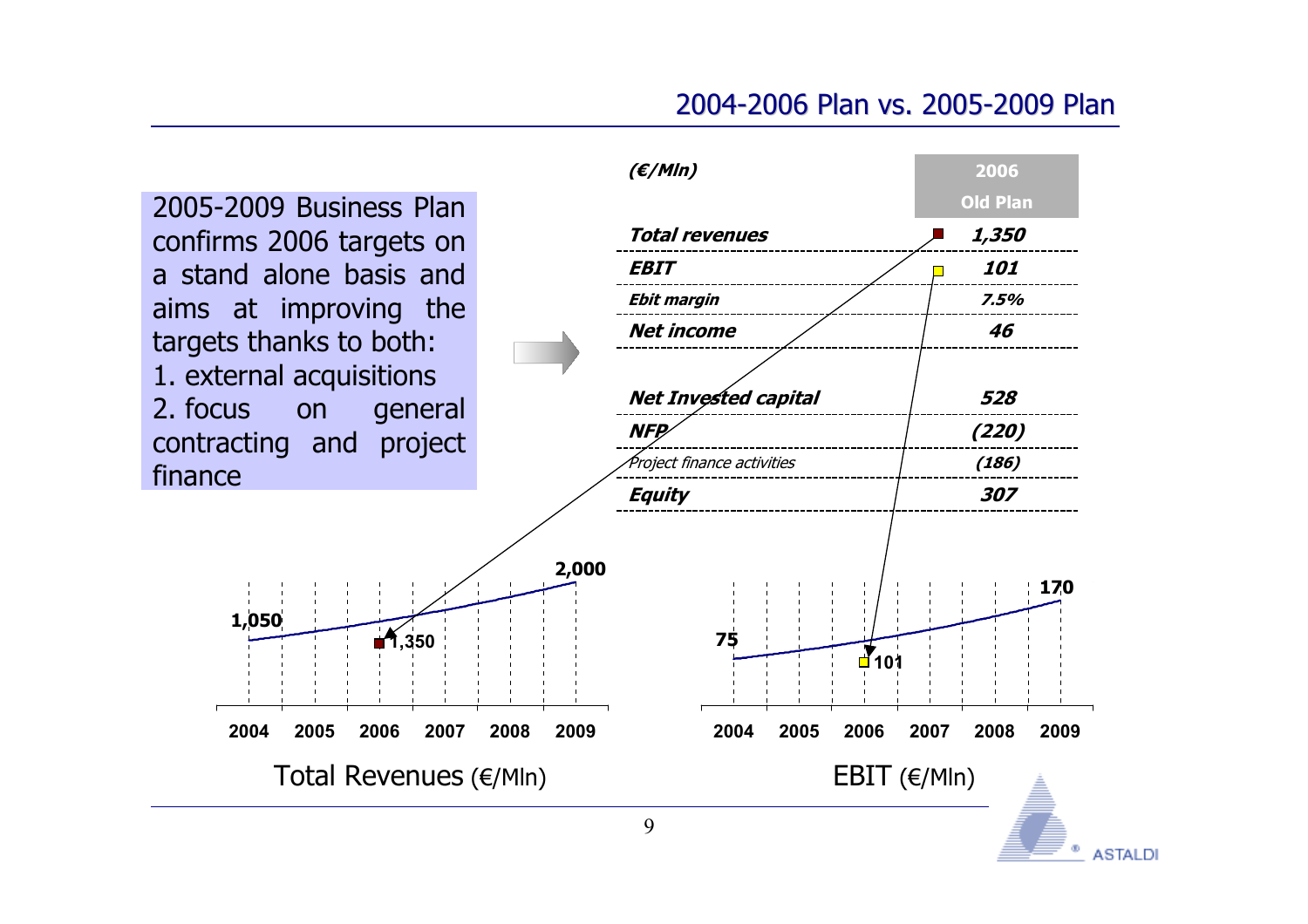## 2004-2006 Plan vs. 2005-2009 Plan

2005-2009 Business Plan confirms 2006 targets on a stand alone basis and aims at improving the targets thanks to both:

1. external acquisitions
2. focus on general contracting and project finance

| *(€/Mln)* | **2006 Old Plan** |
|---|---|
| ***Total revenues*** | ***1,350*** |
| ***EBIT*** | ***101*** |
| ***Ebit margin*** | ***7.5%*** |
| ***Net income*** | ***46*** |
| | |
| ***Net Invested capital*** | ***528*** |
| ***NFP*** | ***(220)*** |
| *Project finance activities* | ***(186)*** |
| ***Equity*** | ***307*** |

**Total Revenues (€/Mln)**

| 2004 | 2005 | 2006 | 2007 | 2008 | 2009 |
|---|---|---|---|---|---|
| 1,050 | | 1,350 (Old Plan) | | | 2,000 |

**EBIT (€/Mln)**

| 2004 | 2005 | 2006 | 2007 | 2008 | 2009 |
|---|---|---|---|---|---|
| 75 | | 101 (Old Plan) | | | 170 |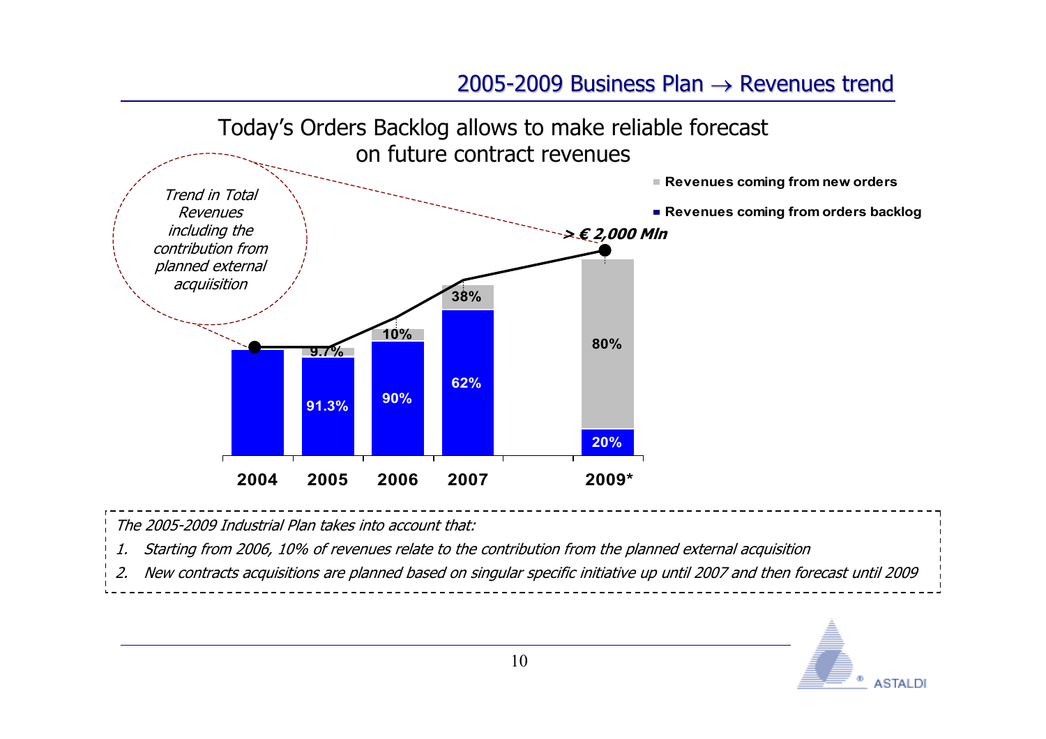## 2005-2009 Business Plan → Revenues trend

### Today's Orders Backlog allows to make reliable forecast on future contract revenues

*Trend in Total Revenues including the contribution from planned external acquiisition*

■ Revenues coming from new orders

■ Revenues coming from orders backlog

**> € 2,000 Mln**

| Year | Revenues coming from orders backlog | Revenues coming from new orders |
|---|---|---|
| 2004 | | |
| 2005 | 91.3% | 9.7% |
| 2006 | 90% | 10% |
| 2007 | 62% | 38% |
| 2009* | 20% | 80% |

*The 2005-2009 Industrial Plan takes into account that:*

1. *Starting from 2006, 10% of revenues relate to the contribution from the planned external acquisition*
2. *New contracts acquisitions are planned based on singular specific initiative up until 2007 and then forecast until 2009*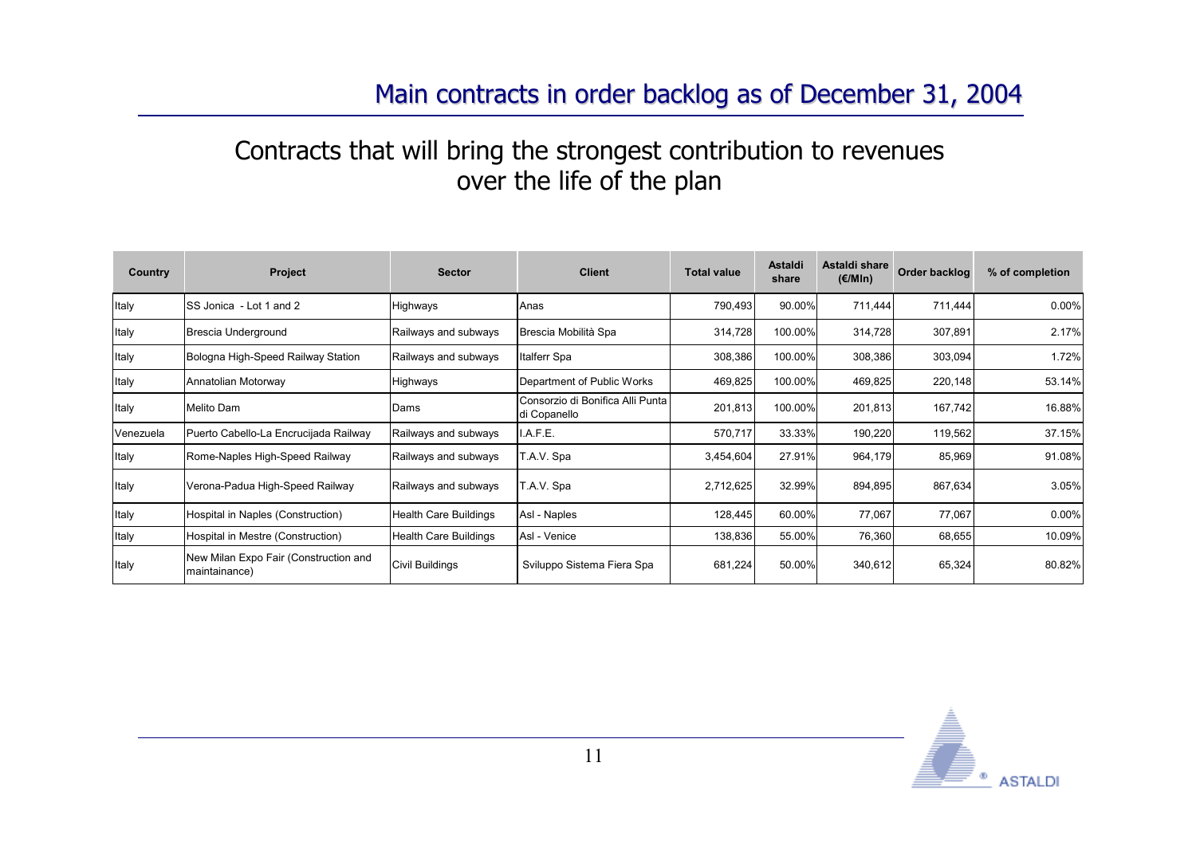# Main contracts in order backlog as of December 31, 2004

## Contracts that will bring the strongest contribution to revenues over the life of the plan

| Country | Project | Sector | Client | Total value | Astaldi share | Astaldi share (€/Mln) | Order backlog | % of completion |
|---|---|---|---|---|---|---|---|---|
| Italy | SS Jonica - Lot 1 and 2 | Highways | Anas | 790,493 | 90.00% | 711,444 | 711,444 | 0.00% |
| Italy | Brescia Underground | Railways and subways | Brescia Mobilità Spa | 314,728 | 100.00% | 314,728 | 307,891 | 2.17% |
| Italy | Bologna High-Speed Railway Station | Railways and subways | Italferr Spa | 308,386 | 100.00% | 308,386 | 303,094 | 1.72% |
| Italy | Annatolian Motorway | Highways | Department of Public Works | 469,825 | 100.00% | 469,825 | 220,148 | 53.14% |
| Italy | Melito Dam | Dams | Consorzio di Bonifica Alli Punta di Copanello | 201,813 | 100.00% | 201,813 | 167,742 | 16.88% |
| Venezuela | Puerto Cabello-La Encrucijada Railway | Railways and subways | I.A.F.E. | 570,717 | 33.33% | 190,220 | 119,562 | 37.15% |
| Italy | Rome-Naples High-Speed Railway | Railways and subways | T.A.V. Spa | 3,454,604 | 27.91% | 964,179 | 85,969 | 91.08% |
| Italy | Verona-Padua High-Speed Railway | Railways and subways | T.A.V. Spa | 2,712,625 | 32.99% | 894,895 | 867,634 | 3.05% |
| Italy | Hospital in Naples (Construction) | Health Care Buildings | Asl - Naples | 128,445 | 60.00% | 77,067 | 77,067 | 0.00% |
| Italy | Hospital in Mestre (Construction) | Health Care Buildings | Asl - Venice | 138,836 | 55.00% | 76,360 | 68,655 | 10.09% |
| Italy | New Milan Expo Fair (Construction and maintainance) | Civil Buildings | Sviluppo Sistema Fiera Spa | 681,224 | 50.00% | 340,612 | 65,324 | 80.82% |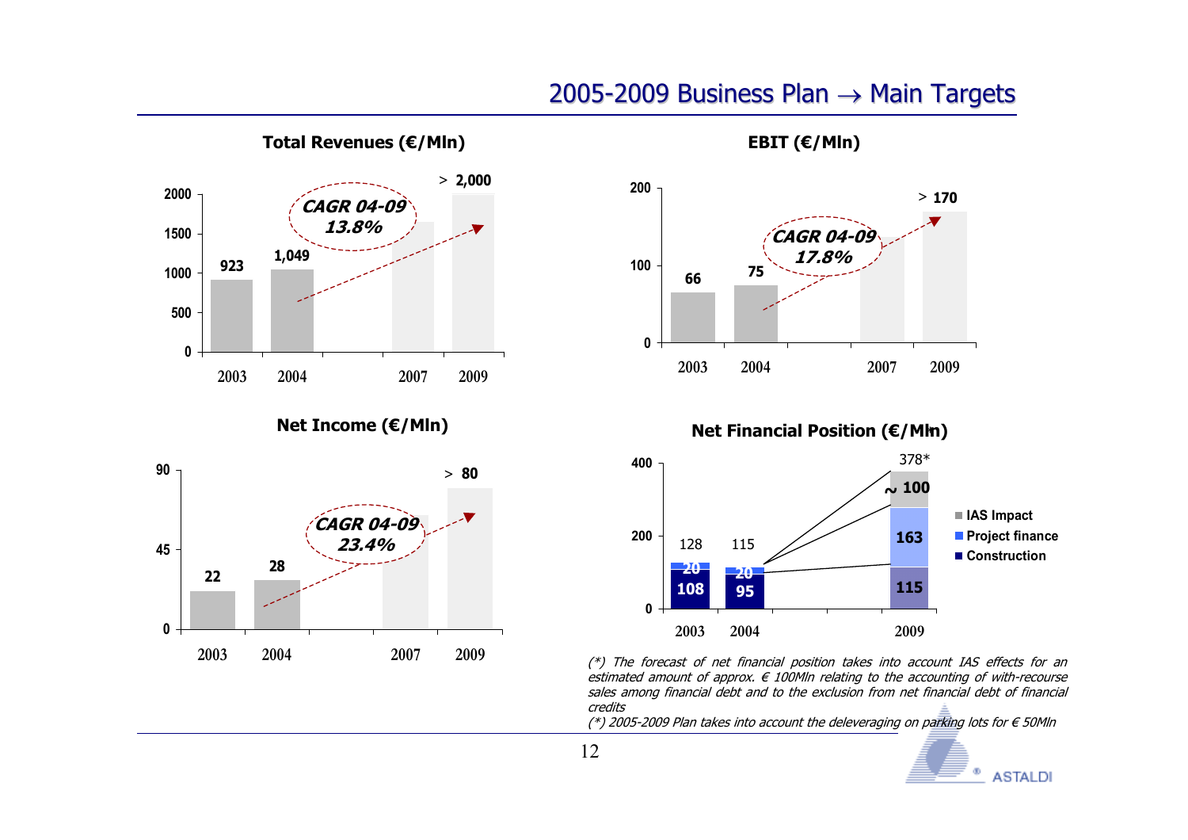# 2005-2009 Business Plan → Main Targets

### Total Revenues (€/Mln)

| | 2003 | 2004 | 2007 | 2009 |
|---|---|---|---|---|
| Total Revenues | 923 | 1,049 | | > 2,000 |

*CAGR 04-09 13.8%*

### EBIT (€/Mln)

| | 2003 | 2004 | 2007 | 2009 |
|---|---|---|---|---|
| EBIT | 66 | 75 | | > 170 |

*CAGR 04-09 17.8%*

### Net Income (€/Mln)

| | 2003 | 2004 | 2007 | 2009 |
|---|---|---|---|---|
| Net Income | 22 | 28 | | > 80 |

*CAGR 04-09 23.4%*

### Net Financial Position (€/Mln)

| | 2003 | 2004 | 2009 |
|---|---|---|---|
| Construction | 108 | 95 | 115 |
| Project finance | 20 | 20 | 163 |
| IAS Impact | | | ~ 100 |
| Total | 128 | 115 | 378* |

*(\*) The forecast of net financial position takes into account IAS effects for an estimated amount of approx. € 100Mln relating to the accounting of with-recourse sales among financial debt and to the exclusion from net financial debt of financial credits*

*(\*) 2005-2009 Plan takes into account the deleveraging on parking lots for € 50Mln*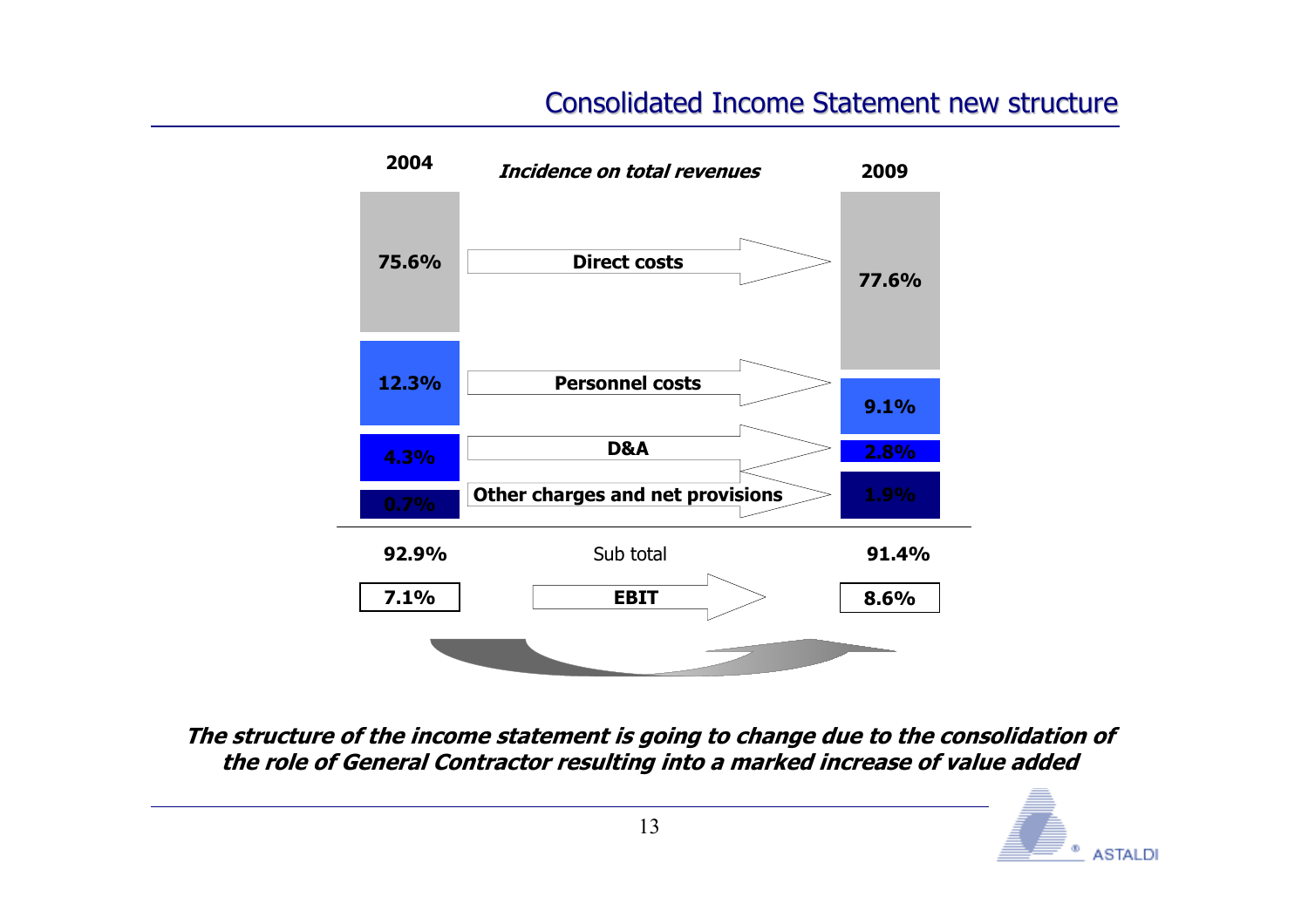## Consolidated Income Statement new structure

*Incidence on total revenues*

| | 2004 | 2009 |
|---|---|---|
| Direct costs | 75.6% | 77.6% |
| Personnel costs | 12.3% | 9.1% |
| D&A | 4.3% | 2.8% |
| Other charges and net provisions | 0.7% | 1.9% |
| Sub total | 92.9% | 91.4% |
| EBIT | 7.1% | 8.6% |

***The structure of the income statement is going to change due to the consolidation of the role of General Contractor resulting into a marked increase of value added***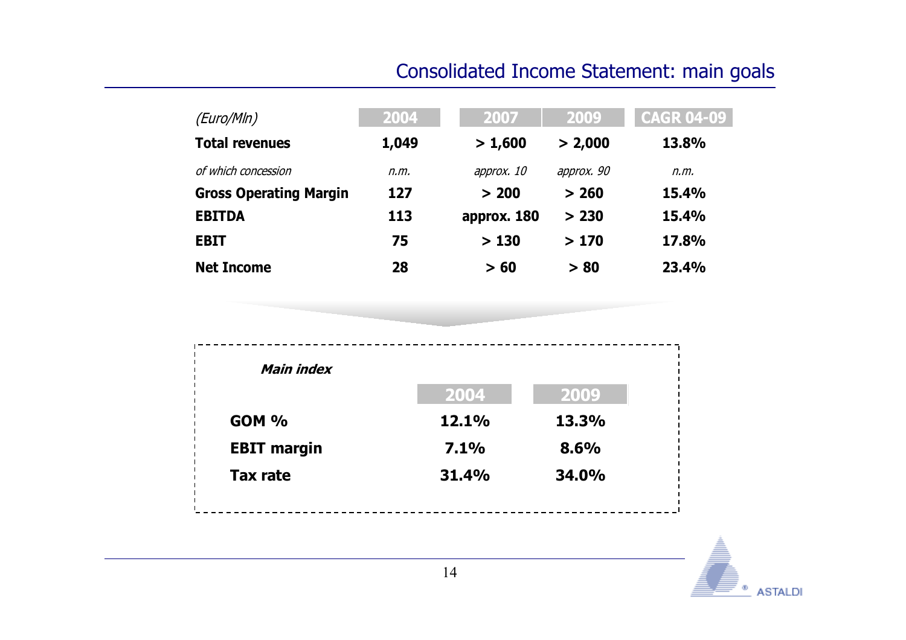# Consolidated Income Statement: main goals

| *(Euro/Mln)* | 2004 | 2007 | 2009 | CAGR 04-09 |
| --- | --- | --- | --- | --- |
| **Total revenues** | **1,049** | **> 1,600** | **> 2,000** | **13.8%** |
| *of which concession* | *n.m.* | *approx. 10* | *approx. 90* | *n.m.* |
| **Gross Operating Margin** | **127** | **> 200** | **> 260** | **15.4%** |
| **EBITDA** | **113** | **approx. 180** | **> 230** | **15.4%** |
| **EBIT** | **75** | **> 130** | **> 170** | **17.8%** |
| **Net Income** | **28** | **> 60** | **> 80** | **23.4%** |

***Main index***

| | 2004 | 2009 |
| --- | --- | --- |
| **GOM %** | **12.1%** | **13.3%** |
| **EBIT margin** | **7.1%** | **8.6%** |
| **Tax rate** | **31.4%** | **34.0%** |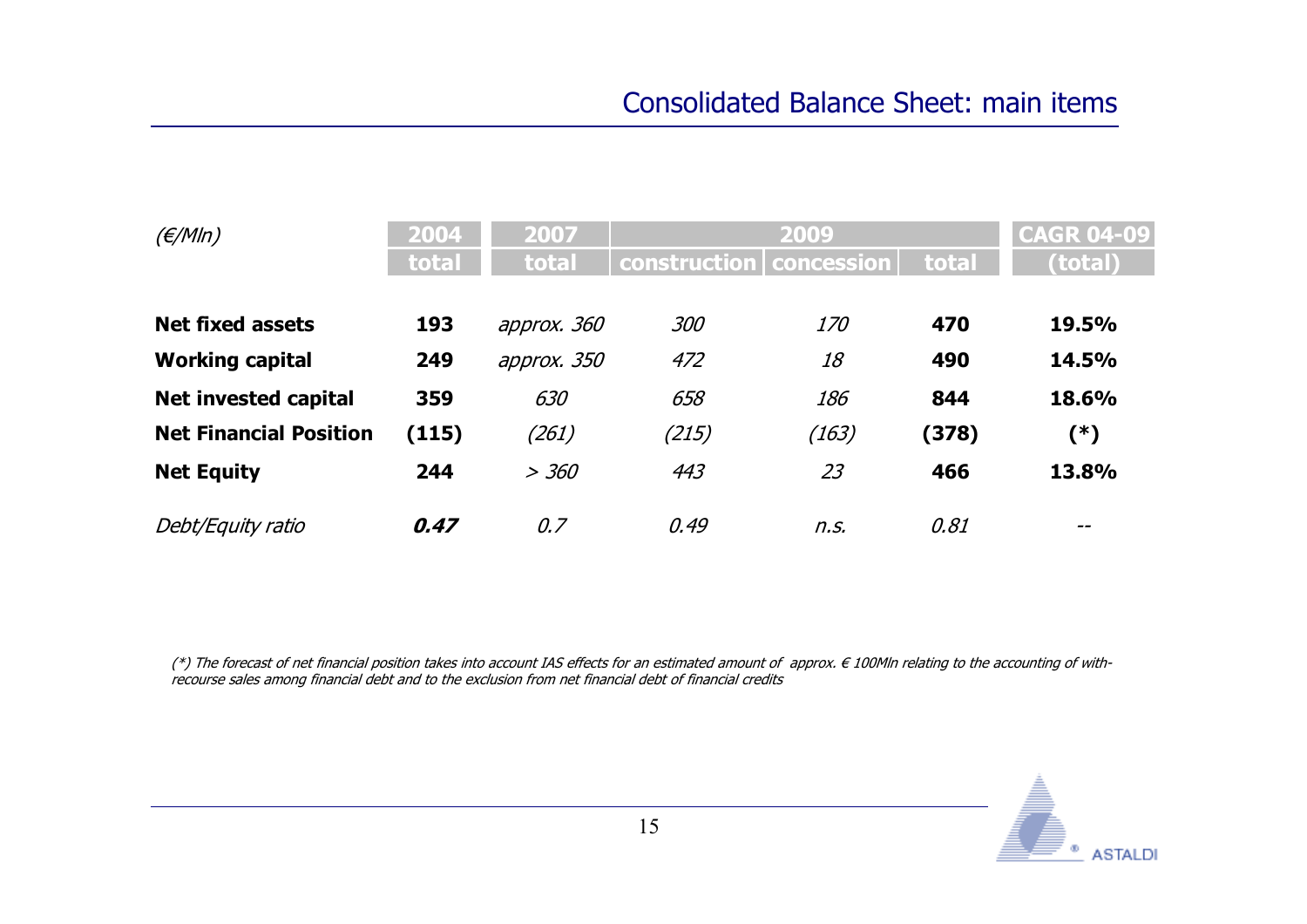## Consolidated Balance Sheet: main items

| *(€/Mln)* | 2004 | 2007 | 2009 | | | CAGR 04-09 |
|---|---|---|---|---|---|---|
| | total | total | construction | concession | total | (total) |
| **Net fixed assets** | **193** | *approx. 360* | *300* | *170* | **470** | **19.5%** |
| **Working capital** | **249** | *approx. 350* | *472* | *18* | **490** | **14.5%** |
| **Net invested capital** | **359** | *630* | *658* | *186* | **844** | **18.6%** |
| **Net Financial Position** | **(115)** | *(261)* | *(215)* | *(163)* | **(378)** | **(*)** |
| **Net Equity** | **244** | *> 360* | *443* | *23* | **466** | **13.8%** |
| *Debt/Equity ratio* | ***0.47*** | *0.7* | *0.49* | *n.s.* | *0.81* | -- |

*(*) The forecast of net financial position takes into account IAS effects for an estimated amount of approx. € 100Mln relating to the accounting of with-recourse sales among financial debt and to the exclusion from net financial debt of financial credits*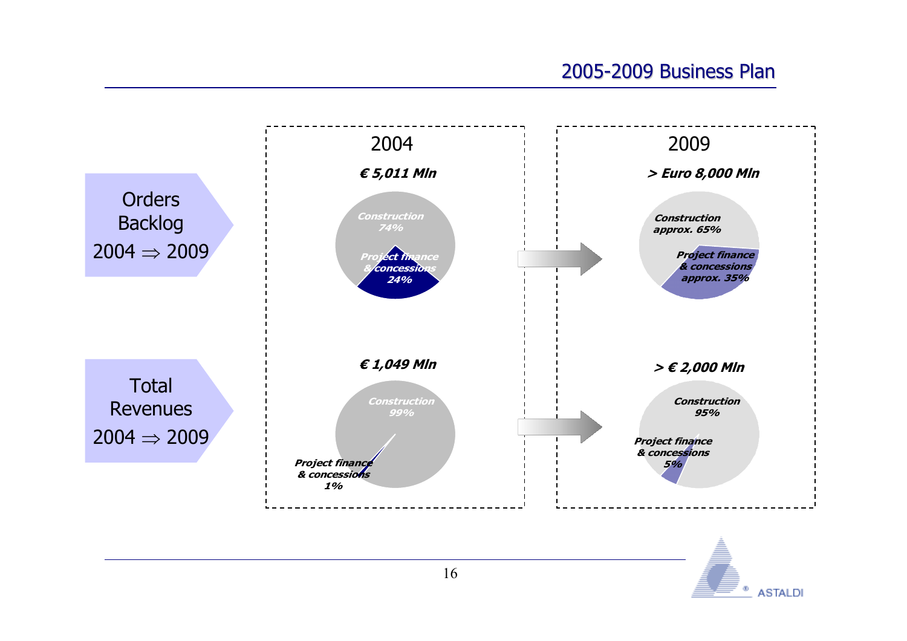## 2005-2009 Business Plan

| | 2004 | 2009 |
|---|---|---|
| **Orders Backlog 2004 ⇒ 2009** | *€ 5,011 Mln* | *> Euro 8,000 Mln* |
| | *Construction 74%* | *Construction approx. 65%* |
| | *Project finance & concessions 24%* | *Project finance & concessions approx. 35%* |
| **Total Revenues 2004 ⇒ 2009** | *€ 1,049 Mln* | *> € 2,000 Mln* |
| | *Construction 99%* | *Construction 95%* |
| | *Project finance & concessions 1%* | *Project finance & concessions 5%* |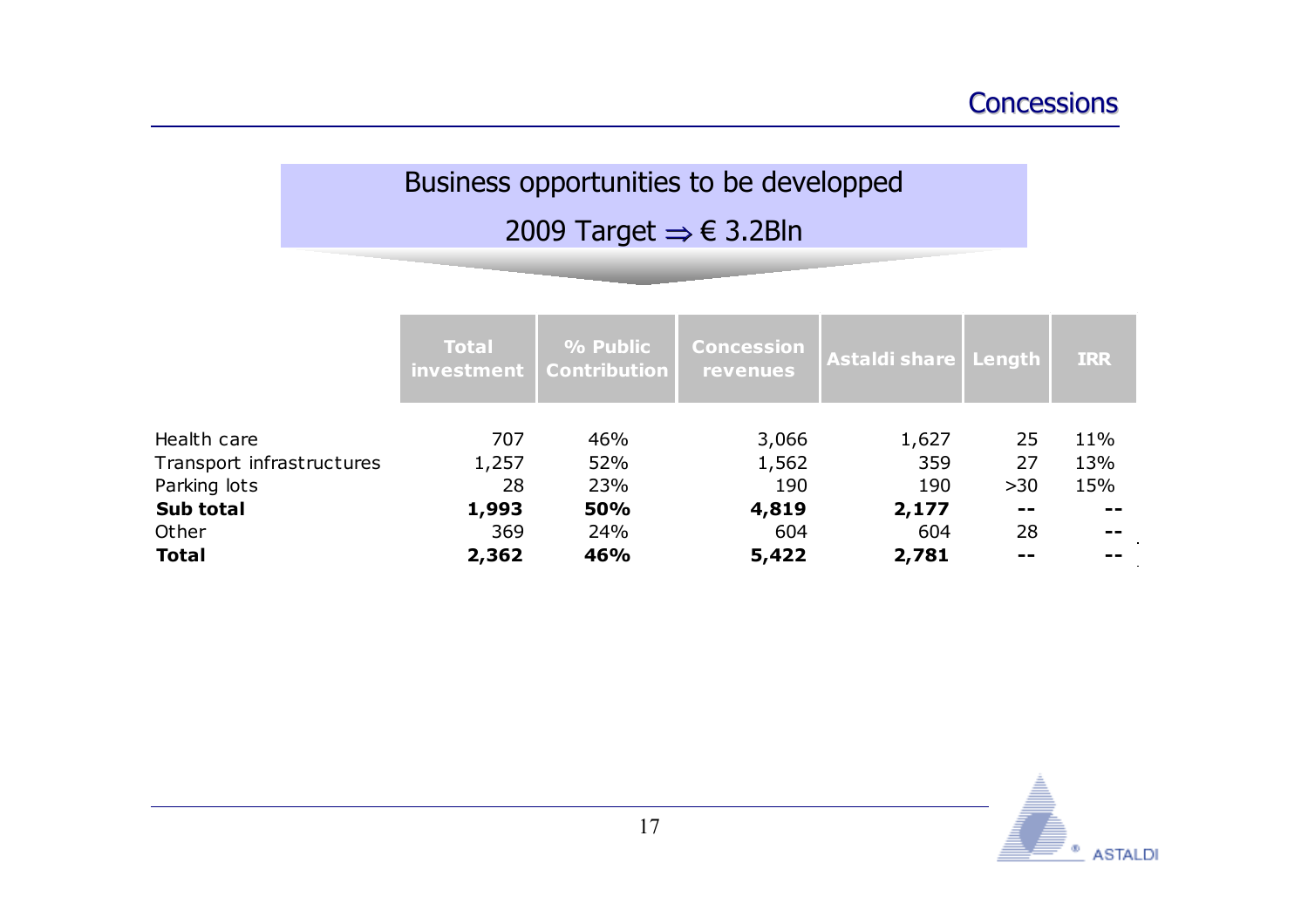# Concessions

## Business opportunities to be developped

## 2009 Target ⇒ € 3.2Bln

| | Total investment | % Public Contribution | Concession revenues | Astaldi share | Length | IRR |
|---|---|---|---|---|---|---|
| Health care | 707 | 46% | 3,066 | 1,627 | 25 | 11% |
| Transport infrastructures | 1,257 | 52% | 1,562 | 359 | 27 | 13% |
| Parking lots | 28 | 23% | 190 | 190 | >30 | 15% |
| **Sub total** | **1,993** | **50%** | **4,819** | **2,177** | **--** | **--** |
| Other | 369 | 24% | 604 | 604 | 28 | -- |
| **Total** | **2,362** | **46%** | **5,422** | **2,781** | **--** | **--** |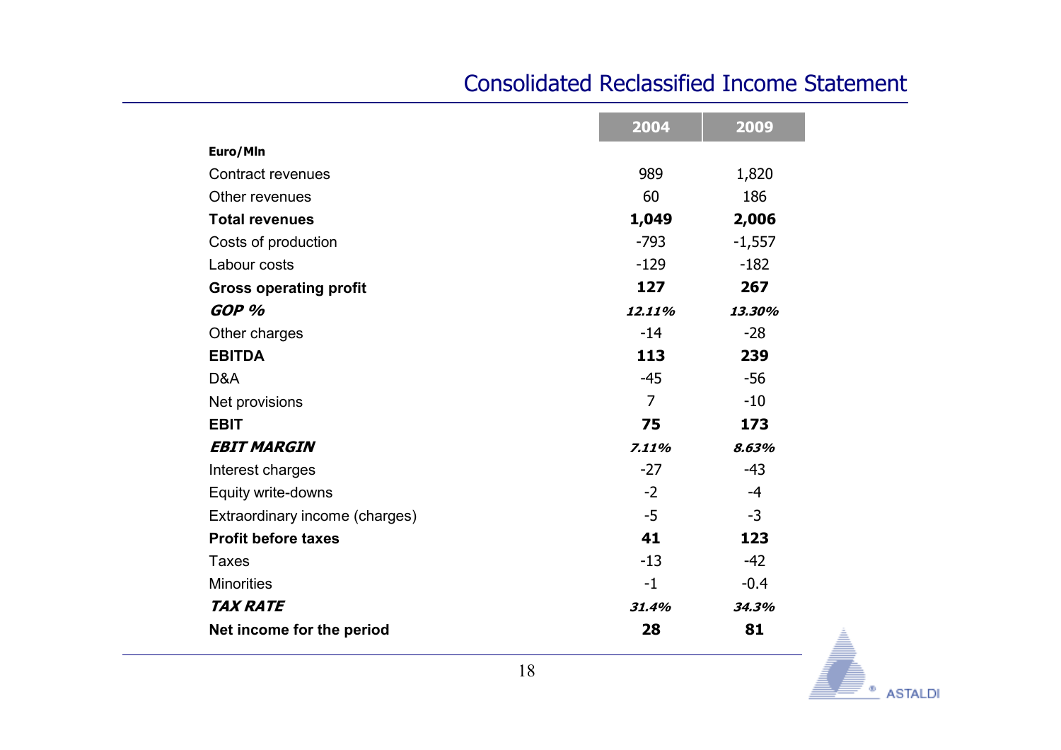# Consolidated Reclassified Income Statement

| Euro/Mln | 2004 | 2009 |
|---|---|---|
| Contract revenues | 989 | 1,820 |
| Other revenues | 60 | 186 |
| **Total revenues** | **1,049** | **2,006** |
| Costs of production | -793 | -1,557 |
| Labour costs | -129 | -182 |
| **Gross operating profit** | **127** | **267** |
| ***GOP %*** | ***12.11%*** | ***13.30%*** |
| Other charges | -14 | -28 |
| **EBITDA** | **113** | **239** |
| D&A | -45 | -56 |
| Net provisions | 7 | -10 |
| **EBIT** | **75** | **173** |
| ***EBIT MARGIN*** | ***7.11%*** | ***8.63%*** |
| Interest charges | -27 | -43 |
| Equity write-downs | -2 | -4 |
| Extraordinary income (charges) | -5 | -3 |
| **Profit before taxes** | **41** | **123** |
| Taxes | -13 | -42 |
| Minorities | -1 | -0.4 |
| ***TAX RATE*** | ***31.4%*** | ***34.3%*** |
| **Net income for the period** | **28** | **81** |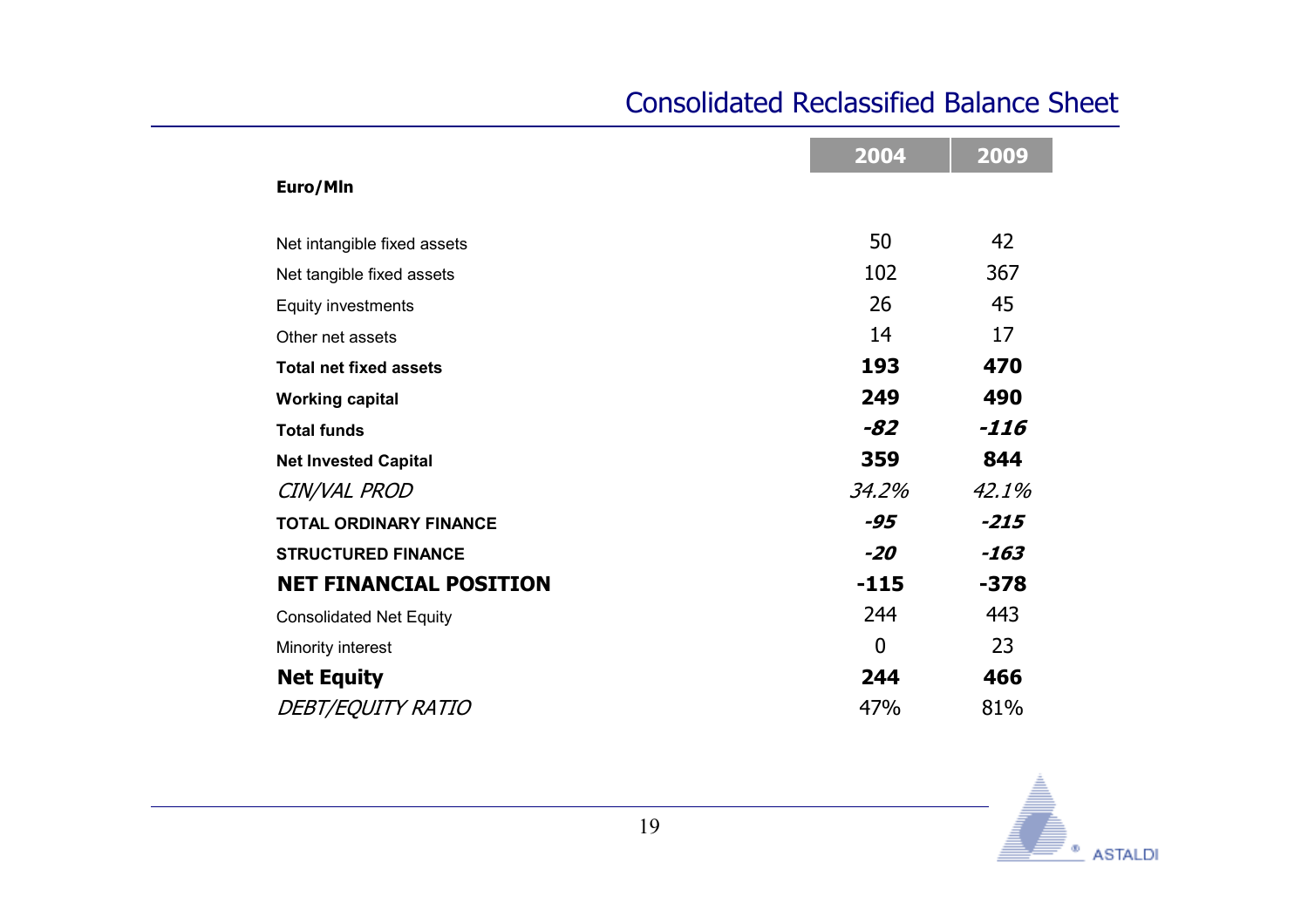# Consolidated Reclassified Balance Sheet

| Euro/Mln | 2004 | 2009 |
|---|---|---|
| Net intangible fixed assets | 50 | 42 |
| Net tangible fixed assets | 102 | 367 |
| Equity investments | 26 | 45 |
| Other net assets | 14 | 17 |
| **Total net fixed assets** | **193** | **470** |
| **Working capital** | **249** | **490** |
| **Total funds** | ***-82*** | ***-116*** |
| **Net Invested Capital** | **359** | **844** |
| *CIN/VAL PROD* | *34.2%* | *42.1%* |
| **TOTAL ORDINARY FINANCE** | ***-95*** | ***-215*** |
| **STRUCTURED FINANCE** | ***-20*** | ***-163*** |
| **NET FINANCIAL POSITION** | **-115** | **-378** |
| Consolidated Net Equity | 244 | 443 |
| Minority interest | 0 | 23 |
| **Net Equity** | **244** | **466** |
| *DEBT/EQUITY RATIO* | 47% | 81% |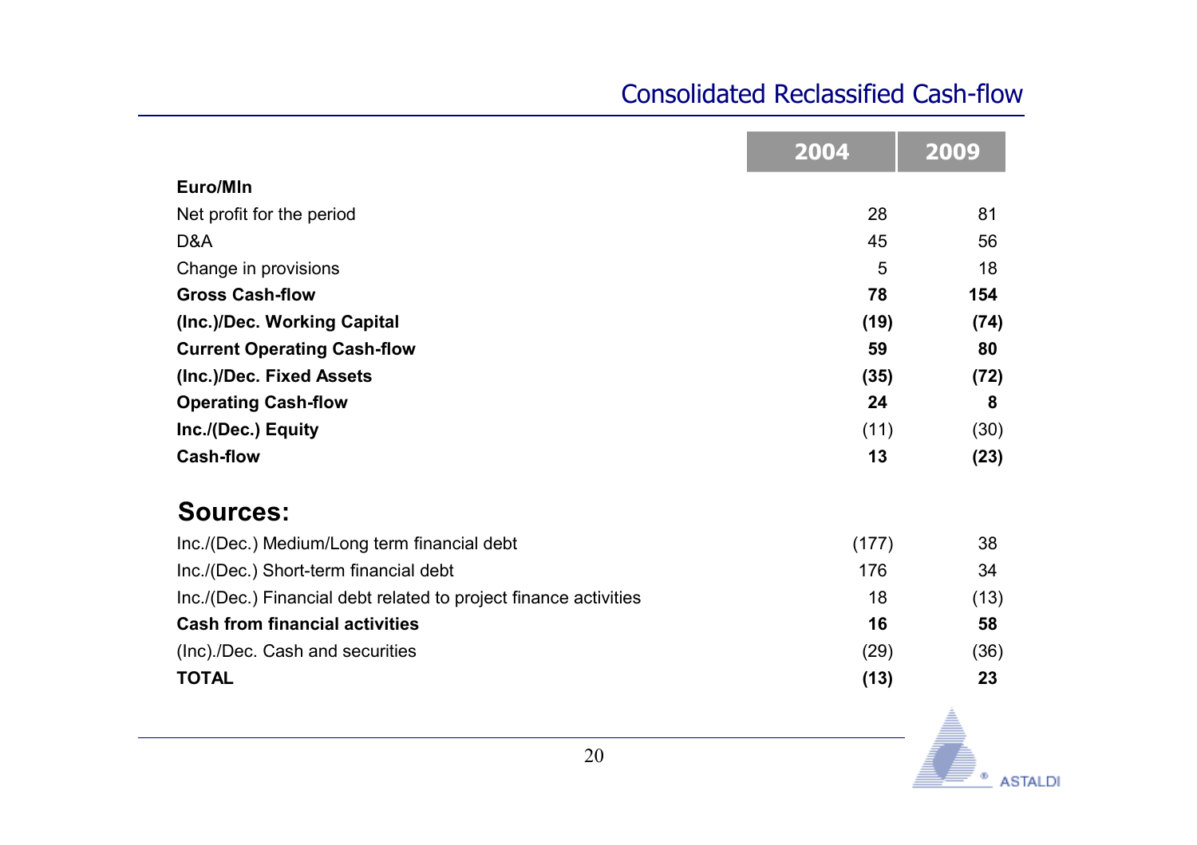## Consolidated Reclassified Cash-flow

| Euro/Mln | 2004 | 2009 |
|---|---|---|
| Net profit for the period | 28 | 81 |
| D&A | 45 | 56 |
| Change in provisions | 5 | 18 |
| **Gross Cash-flow** | **78** | **154** |
| **(Inc.)/Dec. Working Capital** | **(19)** | **(74)** |
| **Current Operating Cash-flow** | **59** | **80** |
| **(Inc.)/Dec. Fixed Assets** | **(35)** | **(72)** |
| **Operating Cash-flow** | **24** | **8** |
| **Inc./(Dec.) Equity** | (11) | (30) |
| **Cash-flow** | **13** | **(23)** |

### Sources:

| | 2004 | 2009 |
|---|---|---|
| Inc./(Dec.) Medium/Long term financial debt | (177) | 38 |
| Inc./(Dec.) Short-term financial debt | 176 | 34 |
| Inc./(Dec.) Financial debt related to project finance activities | 18 | (13) |
| **Cash from financial activities** | **16** | **58** |
| (Inc)./Dec. Cash and securities | (29) | (36) |
| **TOTAL** | **(13)** | **23** |